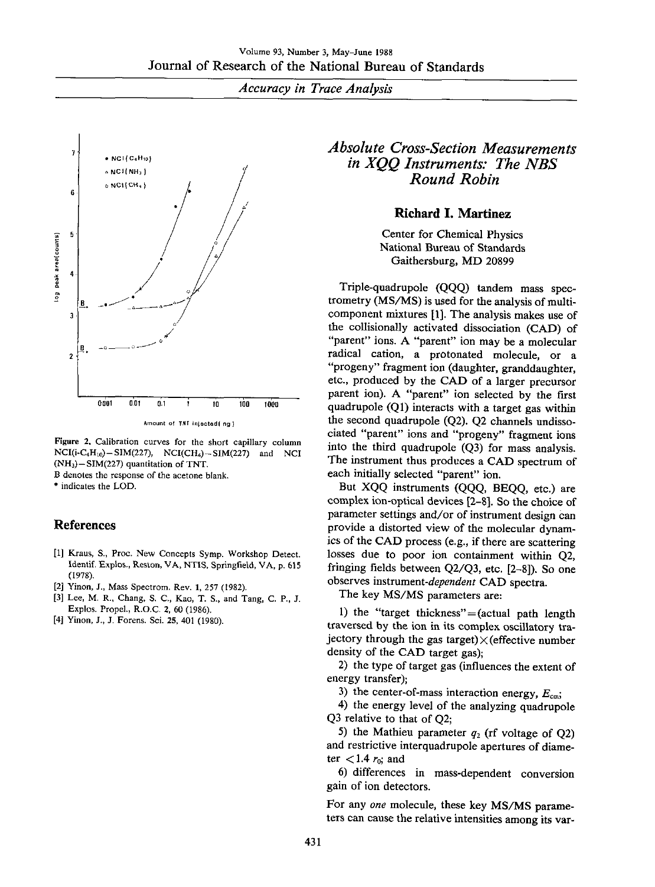Figure 2. Calibration curves for the short capillary column $NCI(i\text{-}C_4H_{10})-SIM(227)$, $NCI(CH_4)-SIM(227)$ and $NCI(NH_3)-SIM(227)$ quantitation of TNT.
B denotes the response of the acetone blank.
* indicates the LOD.

## References

[1] Kraus, S., Proc. New Concepts Symp. Workshop Detect. Identif. Explos., Reston, VA, NTIS, Springfield, VA, p. 615 (1978).
[2] Yinon, J., Mass Spectrom. Rev. 1, 257 (1982).
[3] Lee, M. R., Chang, S. C., Kao, T. S., and Tang, C. P., J. Explos. Propel., R.O.C. 2, 60 (1986).
[4] Yinon, J., J. Forens. Sci. 25, 401 (1980).

# *Absolute Cross-Section Measurements in XQQ Instruments: The NBS Round Robin*

### Richard I. Martinez

Center for Chemical Physics
National Bureau of Standards
Gaithersburg, MD 20899

Triple-quadrupole (QQQ) tandem mass spectrometry (MS/MS) is used for the analysis of multicomponent mixtures [1]. The analysis makes use of the collisionally activated dissociation (CAD) of "parent" ions. A "parent" ion may be a molecular radical cation, a protonated molecule, or a "progeny" fragment ion (daughter, granddaughter, etc., produced by the CAD of a larger precursor parent ion). A "parent" ion selected by the first quadrupole (Q1) interacts with a target gas within the second quadrupole (Q2). Q2 channels undissociated "parent" ions and "progeny" fragment ions into the third quadrupole (Q3) for mass analysis. The instrument thus produces a CAD spectrum of each initially selected "parent" ion.

But XQQ instruments (QQQ, BEQQ, etc.) are complex ion-optical devices [2–8]. So the choice of parameter settings and/or of instrument design can provide a distorted view of the molecular dynamics of the CAD process (e.g., if there are scattering losses due to poor ion containment within Q2, fringing fields between Q2/Q3, etc. [2–8]). So one observes instrument-*dependent* CAD spectra.

The key MS/MS parameters are:

1) the "target thickness" = (actual path length traversed by the ion in its complex oscillatory trajectory through the gas target) × (effective number density of the CAD target gas);

2) the type of target gas (influences the extent of energy transfer);

3) the center-of-mass interaction energy, $E_{cm}$;

4) the energy level of the analyzing quadrupole Q3 relative to that of Q2;

5) the Mathieu parameter $q_2$ (rf voltage of Q2) and restrictive interquadrupole apertures of diameter $<1.4\ r_0$; and

6) differences in mass-dependent conversion gain of ion detectors.

For any *one* molecule, these key MS/MS parameters can cause the relative intensities among its var-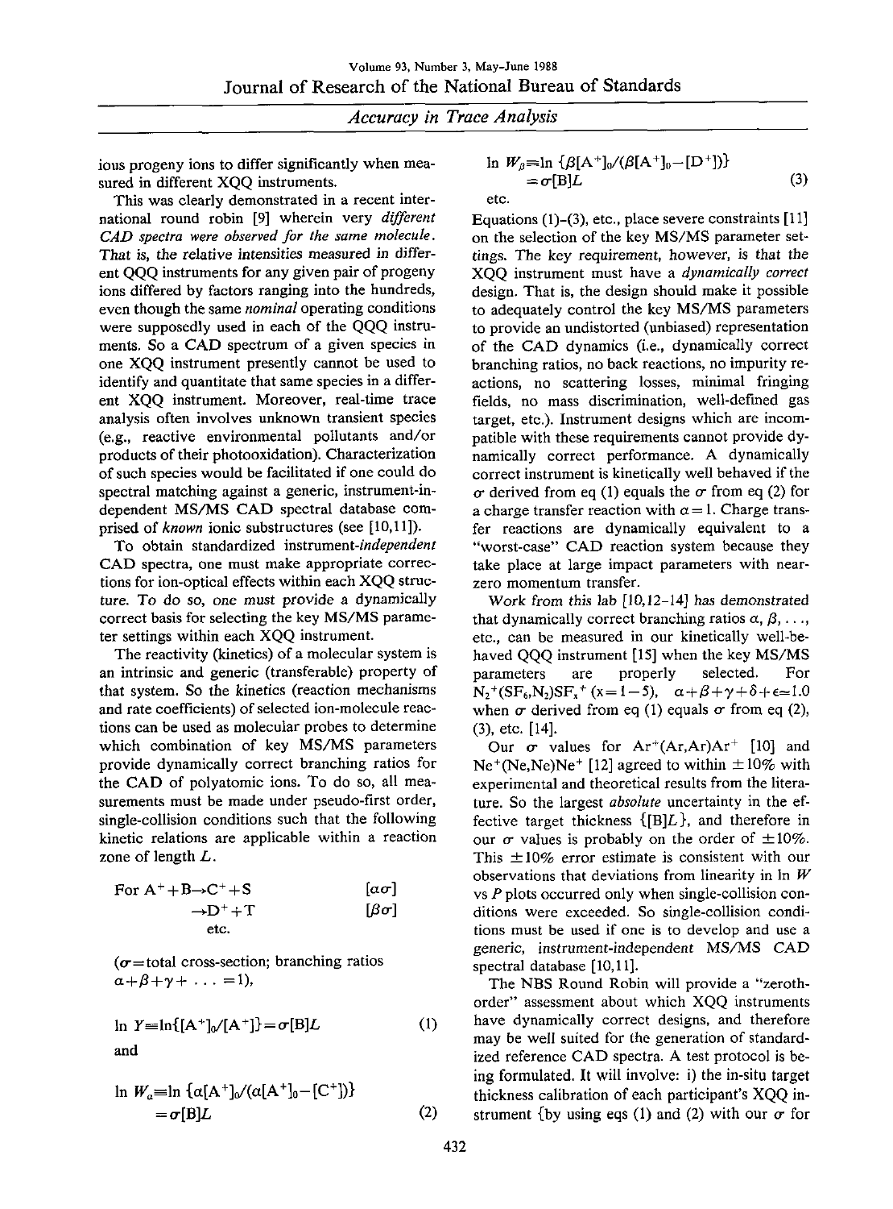ious progeny ions to differ significantly when measured in different XQQ instruments.

This was clearly demonstrated in a recent international round robin [9] wherein very *different CAD spectra were observed for the same molecule.* That is, the relative intensities measured in different QQQ instruments for any given pair of progeny ions differed by factors ranging into the hundreds, even though the same *nominal* operating conditions were supposedly used in each of the QQQ instruments. So a CAD spectrum of a given species in one XQQ instrument presently cannot be used to identify and quantitate that same species in a different XQQ instrument. Moreover, real-time trace analysis often involves unknown transient species (e.g., reactive environmental pollutants and/or products of their photooxidation). Characterization of such species would be facilitated if one could do spectral matching against a generic, instrument-independent MS/MS CAD spectral database comprised of *known* ionic substructures (see [10,11]).

To obtain standardized instrument-*independent* CAD spectra, one must make appropriate corrections for ion-optical effects within each XQQ structure. To do so, one must provide a dynamically correct basis for selecting the key MS/MS parameter settings within each XQQ instrument.

The reactivity (kinetics) of a molecular system is an intrinsic and generic (transferable) property of that system. So the kinetics (reaction mechanisms and rate coefficients) of selected ion-molecule reactions can be used as molecular probes to determine which combination of key MS/MS parameters provide dynamically correct branching ratios for the CAD of polyatomic ions. To do so, all measurements must be made under pseudo-first order, single-collision conditions such that the following kinetic relations are applicable within a reaction zone of length $L$.

$$
\begin{aligned}
\text{For } A^+ + B &\rightarrow C^+ + S \qquad [\alpha\sigma] \\
&\rightarrow D^+ + T \qquad [\beta\sigma] \\
&\quad \text{etc.}
\end{aligned}
$$

($\sigma$ = total cross-section; branching ratios $\alpha+\beta+\gamma+\ldots=1$),

$$\ln Y \equiv \ln\{[A^+]_0/[A^+]\} = \sigma[B]L \tag{1}$$

and

$$\ln W_\alpha \equiv \ln\{\alpha[A^+]_0/(\alpha[A^+]_0-[C^+])\} = \sigma[B]L \tag{2}$$

$$\ln W_\beta \equiv \ln\{\beta[A^+]_0/(\beta[A^+]_0-[D^+])\} = \sigma[B]L \tag{3}$$

etc.

Equations (1)–(3), etc., place severe constraints [11] on the selection of the key MS/MS parameter settings. The key requirement, however, is that the XQQ instrument must have a *dynamically correct* design. That is, the design should make it possible to adequately control the key MS/MS parameters to provide an undistorted (unbiased) representation of the CAD dynamics (i.e., dynamically correct branching ratios, no back reactions, no impurity reactions, no scattering losses, minimal fringing fields, no mass discrimination, well-defined gas target, etc.). Instrument designs which are incompatible with these requirements cannot provide dynamically correct performance. A dynamically correct instrument is kinetically well behaved if the $\sigma$ derived from eq (1) equals the $\sigma$ from eq (2) for a charge transfer reaction with $\alpha=1$. Charge transfer reactions are dynamically equivalent to a "worst-case" CAD reaction system because they take place at large impact parameters with near-zero momentum transfer.

Work from this lab [10,12–14] has demonstrated that dynamically correct branching ratios $\alpha, \beta, \ldots,$ etc., can be measured in our kinetically well-behaved QQQ instrument [15] when the key MS/MS parameters are properly selected. For $N_2^+(SF_6,N_2)SF_x^+$ ($x=1-5$), $\alpha+\beta+\gamma+\delta+\epsilon \simeq 1.0$ when $\sigma$ derived from eq (1) equals $\sigma$ from eq (2), (3), etc. [14].

Our $\sigma$ values for $Ar^+(Ar,Ar)Ar^+$ [10] and $Ne^+(Ne,Ne)Ne^+$ [12] agreed to within $\pm 10\%$ with experimental and theoretical results from the literature. So the largest *absolute* uncertainty in the effective target thickness $\{[B]L\}$, and therefore in our $\sigma$ values is probably on the order of $\pm 10\%$. This $\pm 10\%$ error estimate is consistent with our observations that deviations from linearity in $\ln W$ vs $P$ plots occurred only when single-collision conditions were exceeded. So single-collision conditions must be used if one is to develop and use a generic, instrument-independent MS/MS CAD spectral database [10,11].

The NBS Round Robin will provide a "zeroth-order" assessment about which XQQ instruments have dynamically correct designs, and therefore may be well suited for the generation of standardized reference CAD spectra. A test protocol is being formulated. It will involve: i) the in-situ target thickness calibration of each participant's XQQ instrument {by using eqs (1) and (2) with our $\sigma$ for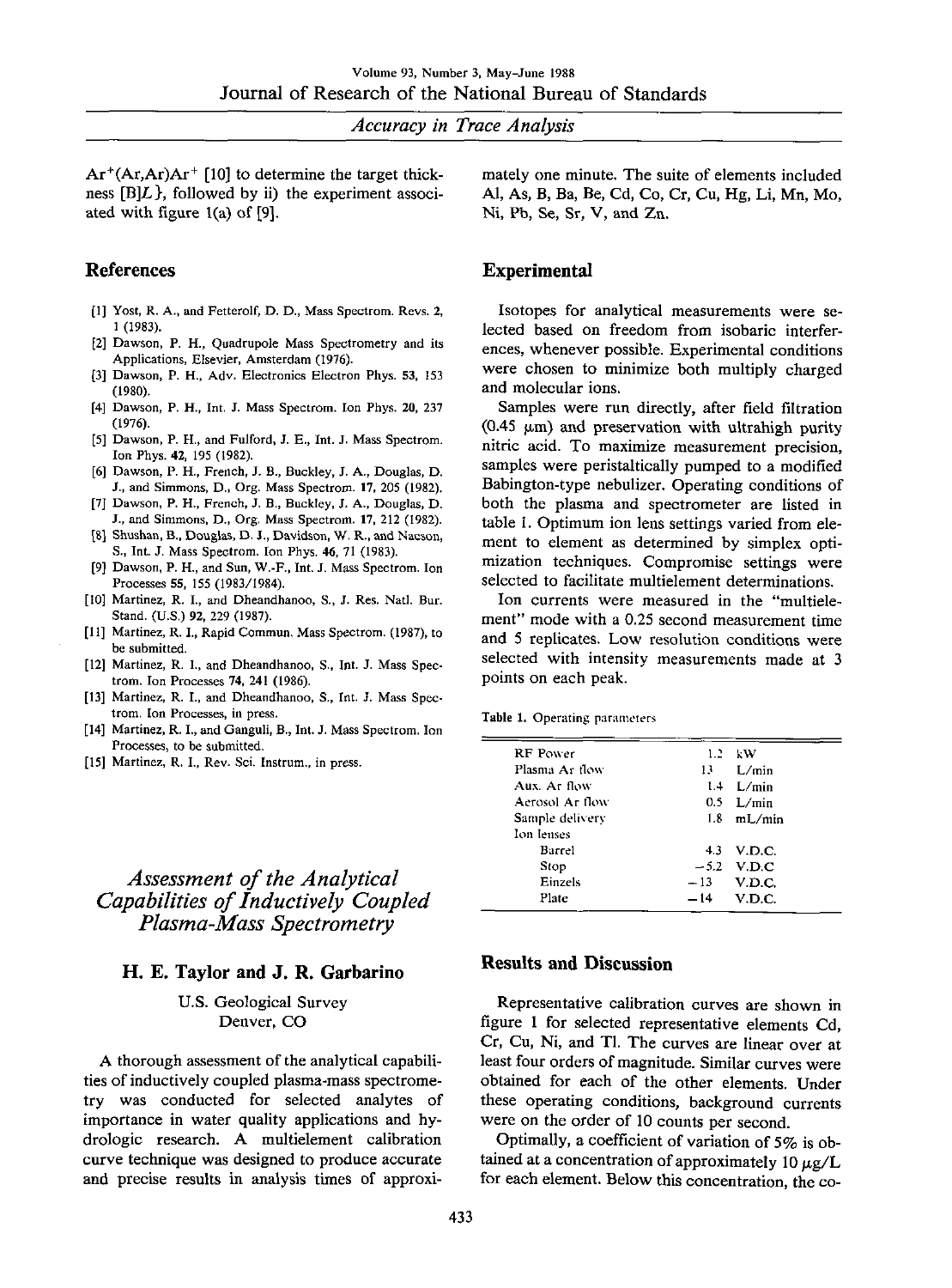$Ar^+(Ar,Ar)Ar^+$ [10] to determine the target thickness $[B]L$}, followed by ii) the experiment associated with figure 1(a) of [9].

## References

[1] Yost, R. A., and Fetterolf, D. D., Mass Spectrom. Revs. 2, 1 (1983).

[2] Dawson, P. H., Quadrupole Mass Spectrometry and its Applications, Elsevier, Amsterdam (1976).

[3] Dawson, P. H., Adv. Electronics Electron Phys. 53, 153 (1980).

[4] Dawson, P. H., Int. J. Mass Spectrom. Ion Phys. 20, 237 (1976).

[5] Dawson, P. H., and Fulford, J. E., Int. J. Mass Spectrom. Ion Phys. 42, 195 (1982).

[6] Dawson, P. H., French, J. B., Buckley, J. A., Douglas, D. J., and Simmons, D., Org. Mass Spectrom. 17, 205 (1982).

[7] Dawson, P. H., French, J. B., Buckley, J. A., Douglas, D. J., and Simmons, D., Org. Mass Spectrom. 17, 212 (1982).

[8] Shushan, B., Douglas, D. J., Davidson, W. R., and Nacson, S., Int. J. Mass Spectrom. Ion Phys. 46, 71 (1983).

[9] Dawson, P. H., and Sun, W.-F., Int. J. Mass Spectrom. Ion Processes 55, 155 (1983/1984).

[10] Martinez, R. I., and Dheandhanoo, S., J. Res. Natl. Bur. Stand. (U.S.) 92, 229 (1987).

[11] Martinez, R. I., Rapid Commun. Mass Spectrom. (1987), to be submitted.

[12] Martinez, R. I., and Dheandhanoo, S., Int. J. Mass Spectrom. Ion Processes 74, 241 (1986).

[13] Martinez, R. I., and Dheandhanoo, S., Int. J. Mass Spectrom. Ion Processes, in press.

[14] Martinez, R. I., and Ganguli, B., Int. J. Mass Spectrom. Ion Processes, to be submitted.

[15] Martinez, R. I., Rev. Sci. Instrum., in press.

# *Assessment of the Analytical Capabilities of Inductively Coupled Plasma-Mass Spectrometry*

## H. E. Taylor and J. R. Garbarino

U.S. Geological Survey
Denver, CO

A thorough assessment of the analytical capabilities of inductively coupled plasma-mass spectrometry was conducted for selected analytes of importance in water quality applications and hydrologic research. A multielement calibration curve technique was designed to produce accurate and precise results in analysis times of approximately one minute. The suite of elements included Al, As, B, Ba, Be, Cd, Co, Cr, Cu, Hg, Li, Mn, Mo, Ni, Pb, Se, Sr, V, and Zn.

## Experimental

Isotopes for analytical measurements were selected based on freedom from isobaric interferences, whenever possible. Experimental conditions were chosen to minimize both multiply charged and molecular ions.

Samples were run directly, after field filtration (0.45 μm) and preservation with ultrahigh purity nitric acid. To maximize measurement precision, samples were peristaltically pumped to a modified Babington-type nebulizer. Operating conditions of both the plasma and spectrometer are listed in table 1. Optimum ion lens settings varied from element to element as determined by simplex optimization techniques. Compromise settings were selected to facilitate multielement determinations.

Ion currents were measured in the "multielement" mode with a 0.25 second measurement time and 5 replicates. Low resolution conditions were selected with intensity measurements made at 3 points on each peak.

Table 1. Operating parameters

| | | |
|---|---|---|
| RF Power | 1.2 | kW |
| Plasma Ar flow | 13 | L/min |
| Aux. Ar flow | 1.4 | L/min |
| Aerosol Ar flow | 0.5 | L/min |
| Sample delivery | 1.8 | mL/min |
| Ion lenses | | |
| Barrel | 4.3 | V.D.C. |
| Stop | −5.2 | V.D.C |
| Einzels | −13 | V.D.C. |
| Plate | −14 | V.D.C. |

## Results and Discussion

Representative calibration curves are shown in figure 1 for selected representative elements Cd, Cr, Cu, Ni, and Tl. The curves are linear over at least four orders of magnitude. Similar curves were obtained for each of the other elements. Under these operating conditions, background currents were on the order of 10 counts per second.

Optimally, a coefficient of variation of 5% is obtained at a concentration of approximately 10 μg/L for each element. Below this concentration, the co-